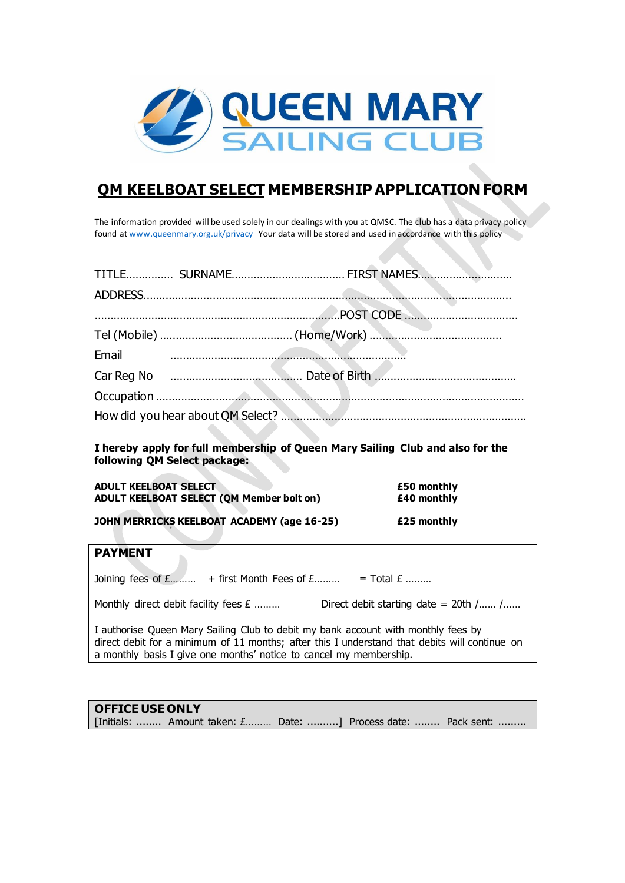QUEEN MARY SAILING CLUB

# QM KEELBOAT SELECT MEMBERSHIP APPLICATION FORM

The information provided will be used solely in our dealings with you at QMSC. The club has a data privacy policy found at www.queenmary.org.uk/privacy Your data will be stored and used in accordance with this policy

TITLE............... SURNAME.................................... FIRST NAMES..............................

ADDRESS.......................................................................................................................

..............................................................................POST CODE ....................................

Tel (Mobile) .......................................... (Home/Work) ..........................................

Email ..........................................................................

Car Reg No .......................................... Date of Birth ............................................

Occupation ........................................................................................................................

How did you hear about QM Select? ...................................................................................

**I hereby apply for full membership of Queen Mary Sailing Club and also for the following QM Select package:**

| | |
|---|---|
| **ADULT KEELBOAT SELECT** | **£50 monthly** |
| **ADULT KEELBOAT SELECT (QM Member bolt on)** | **£40 monthly** |
| **JOHN MERRICKS KEELBOAT ACADEMY (age 16-25)** | **£25 monthly** |

## PAYMENT

Joining fees of £......... + first Month Fees of £......... = Total £ .........

Monthly direct debit facility fees £ ......... Direct debit starting date = 20th /...... /......

I authorise Queen Mary Sailing Club to debit my bank account with monthly fees by direct debit for a minimum of 11 months; after this I understand that debits will continue on a monthly basis I give one months' notice to cancel my membership.

## OFFICE USE ONLY

[Initials: ........ Amount taken: £......... Date: ..........] Process date: ........ Pack sent: .........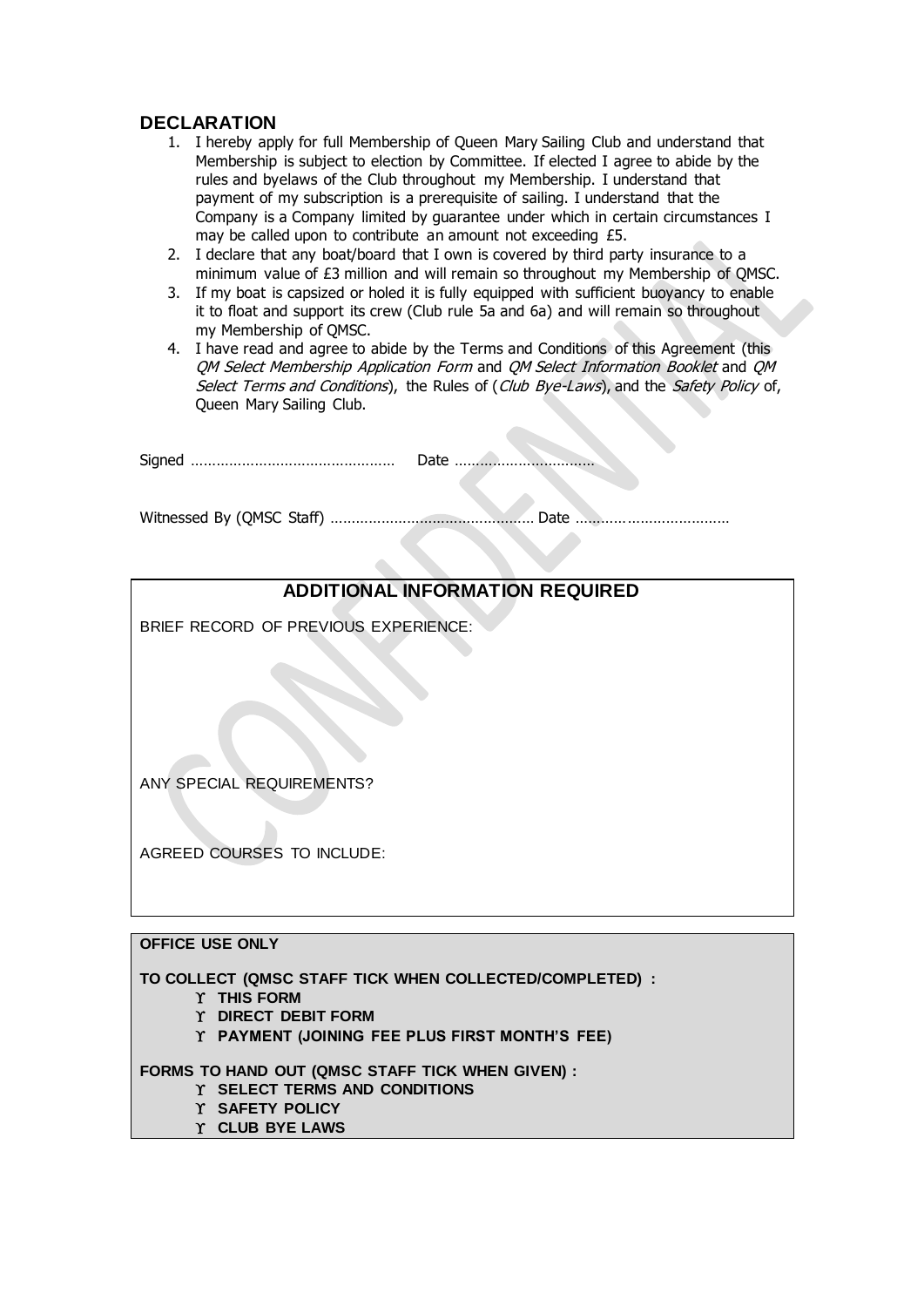## DECLARATION

1. I hereby apply for full Membership of Queen Mary Sailing Club and understand that Membership is subject to election by Committee. If elected I agree to abide by the rules and byelaws of the Club throughout my Membership. I understand that payment of my subscription is a prerequisite of sailing. I understand that the Company is a Company limited by guarantee under which in certain circumstances I may be called upon to contribute an amount not exceeding £5.
2. I declare that any boat/board that I own is covered by third party insurance to a minimum value of £3 million and will remain so throughout my Membership of QMSC.
3. If my boat is capsized or holed it is fully equipped with sufficient buoyancy to enable it to float and support its crew (Club rule 5a and 6a) and will remain so throughout my Membership of QMSC.
4. I have read and agree to abide by the Terms and Conditions of this Agreement (this *QM Select Membership Application Form* and *QM Select Information Booklet* and *QM Select Terms and Conditions*), the Rules of (*Club Bye-Laws*), and the *Safety Policy* of, Queen Mary Sailing Club.

Signed ……………………………………… Date …………………………

Witnessed By (QMSC Staff) ……………………………………… Date ……………………………

### ADDITIONAL INFORMATION REQUIRED

BRIEF RECORD OF PREVIOUS EXPERIENCE:

ANY SPECIAL REQUIREMENTS?

AGREED COURSES TO INCLUDE:

**OFFICE USE ONLY**

**TO COLLECT (QMSC STAFF TICK WHEN COLLECTED/COMPLETED) :**

- **THIS FORM**
- **DIRECT DEBIT FORM**
- **PAYMENT (JOINING FEE PLUS FIRST MONTH'S FEE)**

**FORMS TO HAND OUT (QMSC STAFF TICK WHEN GIVEN) :**

- **SELECT TERMS AND CONDITIONS**
- **SAFETY POLICY**
- **CLUB BYE LAWS**